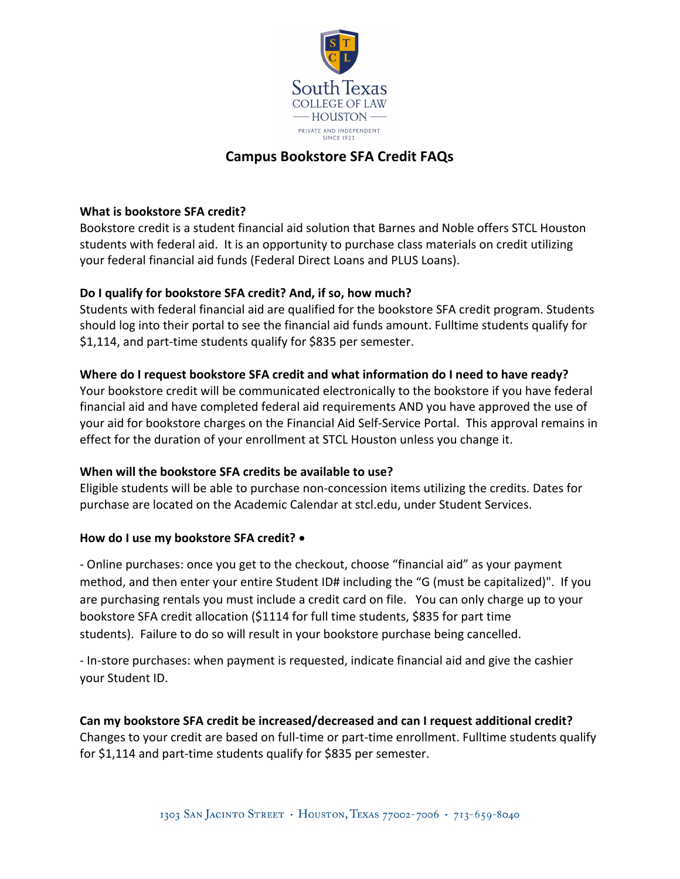South Texas
COLLEGE OF LAW
HOUSTON
PRIVATE AND INDEPENDENT
SINCE 1923

# Campus Bookstore SFA Credit FAQs

**What is bookstore SFA credit?**
Bookstore credit is a student financial aid solution that Barnes and Noble offers STCL Houston students with federal aid. It is an opportunity to purchase class materials on credit utilizing your federal financial aid funds (Federal Direct Loans and PLUS Loans).

**Do I qualify for bookstore SFA credit? And, if so, how much?**
Students with federal financial aid are qualified for the bookstore SFA credit program. Students should log into their portal to see the financial aid funds amount. Fulltime students qualify for $1,114, and part-time students qualify for $835 per semester.

**Where do I request bookstore SFA credit and what information do I need to have ready?**
Your bookstore credit will be communicated electronically to the bookstore if you have federal financial aid and have completed federal aid requirements AND you have approved the use of your aid for bookstore charges on the Financial Aid Self-Service Portal. This approval remains in effect for the duration of your enrollment at STCL Houston unless you change it.

**When will the bookstore SFA credits be available to use?**
Eligible students will be able to purchase non-concession items utilizing the credits. Dates for purchase are located on the Academic Calendar at stcl.edu, under Student Services.

**How do I use my bookstore SFA credit? •**

- Online purchases: once you get to the checkout, choose "financial aid" as your payment method, and then enter your entire Student ID# including the "G (must be capitalized)". If you are purchasing rentals you must include a credit card on file. You can only charge up to your bookstore SFA credit allocation ($1114 for full time students, $835 for part time students). Failure to do so will result in your bookstore purchase being cancelled.

- In-store purchases: when payment is requested, indicate financial aid and give the cashier your Student ID.

**Can my bookstore SFA credit be increased/decreased and can I request additional credit?**
Changes to your credit are based on full-time or part-time enrollment. Fulltime students qualify for $1,114 and part-time students qualify for $835 per semester.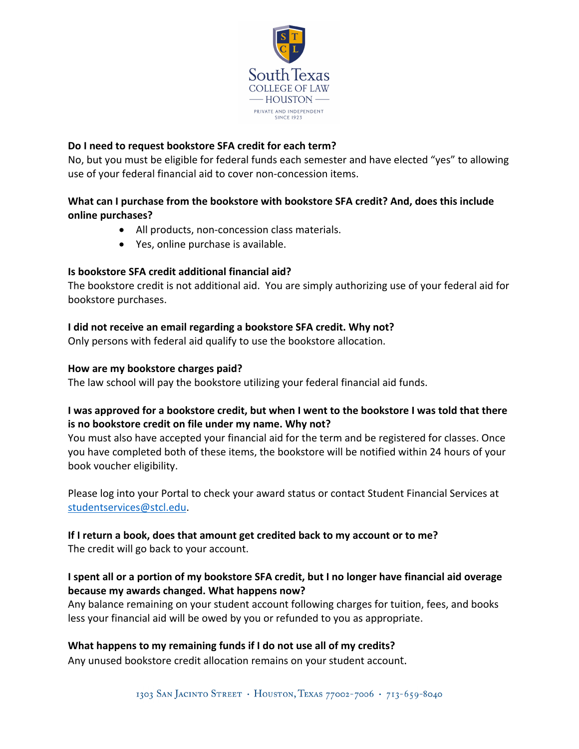**Do I need to request bookstore SFA credit for each term?**
No, but you must be eligible for federal funds each semester and have elected "yes" to allowing use of your federal financial aid to cover non-concession items.

**What can I purchase from the bookstore with bookstore SFA credit? And, does this include online purchases?**

- All products, non-concession class materials.
- Yes, online purchase is available.

**Is bookstore SFA credit additional financial aid?**
The bookstore credit is not additional aid. You are simply authorizing use of your federal aid for bookstore purchases.

**I did not receive an email regarding a bookstore SFA credit. Why not?**
Only persons with federal aid qualify to use the bookstore allocation.

**How are my bookstore charges paid?**
The law school will pay the bookstore utilizing your federal financial aid funds.

**I was approved for a bookstore credit, but when I went to the bookstore I was told that there is no bookstore credit on file under my name. Why not?**
You must also have accepted your financial aid for the term and be registered for classes. Once you have completed both of these items, the bookstore will be notified within 24 hours of your book voucher eligibility.

Please log into your Portal to check your award status or contact Student Financial Services at studentservices@stcl.edu.

**If I return a book, does that amount get credited back to my account or to me?**
The credit will go back to your account.

**I spent all or a portion of my bookstore SFA credit, but I no longer have financial aid overage because my awards changed. What happens now?**
Any balance remaining on your student account following charges for tuition, fees, and books less your financial aid will be owed by you or refunded to you as appropriate.

**What happens to my remaining funds if I do not use all of my credits?**
Any unused bookstore credit allocation remains on your student account.